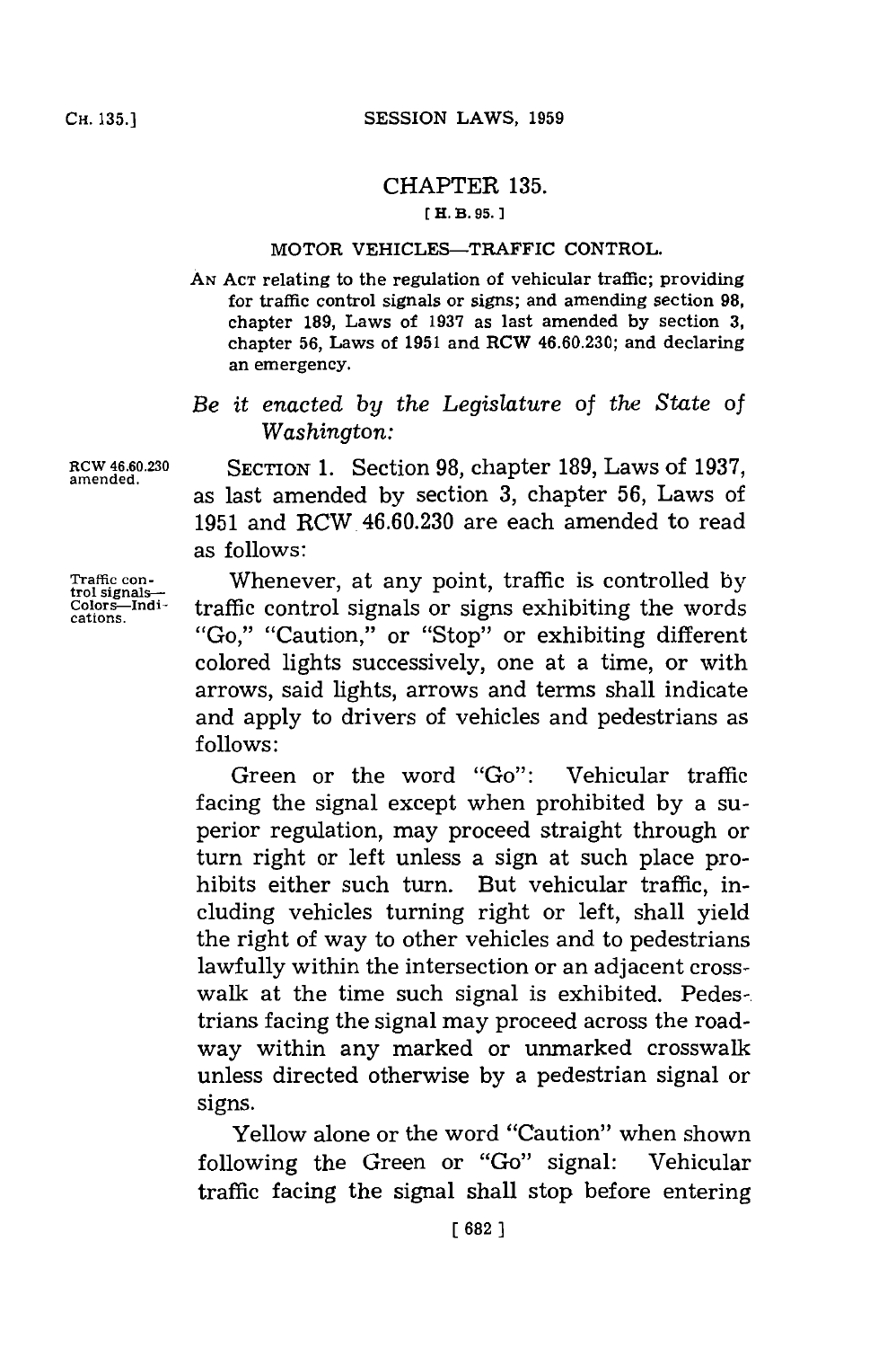# CHAPTER 135.

[H. B. 95.]

## MOTOR VEHICLES—TRAFFIC CONTROL.

AN ACT relating to the regulation of vehicular traffic; providing for traffic control signals or signs; and amending section 98, chapter 189, Laws of 1937 as last amended by section 3, chapter 56, Laws of 1951 and RCW 46.60.230; and declaring an emergency.

*Be it enacted by the Legislature of the State of Washington:*

RCW 46.60.230 amended.

SECTION 1. Section 98, chapter 189, Laws of 1937, as last amended by section 3, chapter 56, Laws of 1951 and RCW 46.60.230 are each amended to read as follows:

Traffic control signals—Colors—Indications.

Whenever, at any point, traffic is controlled by traffic control signals or signs exhibiting the words "Go," "Caution," or "Stop" or exhibiting different colored lights successively, one at a time, or with arrows, said lights, arrows and terms shall indicate and apply to drivers of vehicles and pedestrians as follows:

Green or the word "Go": Vehicular traffic facing the signal except when prohibited by a superior regulation, may proceed straight through or turn right or left unless a sign at such place prohibits either such turn. But vehicular traffic, including vehicles turning right or left, shall yield the right of way to other vehicles and to pedestrians lawfully within the intersection or an adjacent crosswalk at the time such signal is exhibited. Pedestrians facing the signal may proceed across the roadway within any marked or unmarked crosswalk unless directed otherwise by a pedestrian signal or signs.

Yellow alone or the word "Caution" when shown following the Green or "Go" signal: Vehicular traffic facing the signal shall stop before entering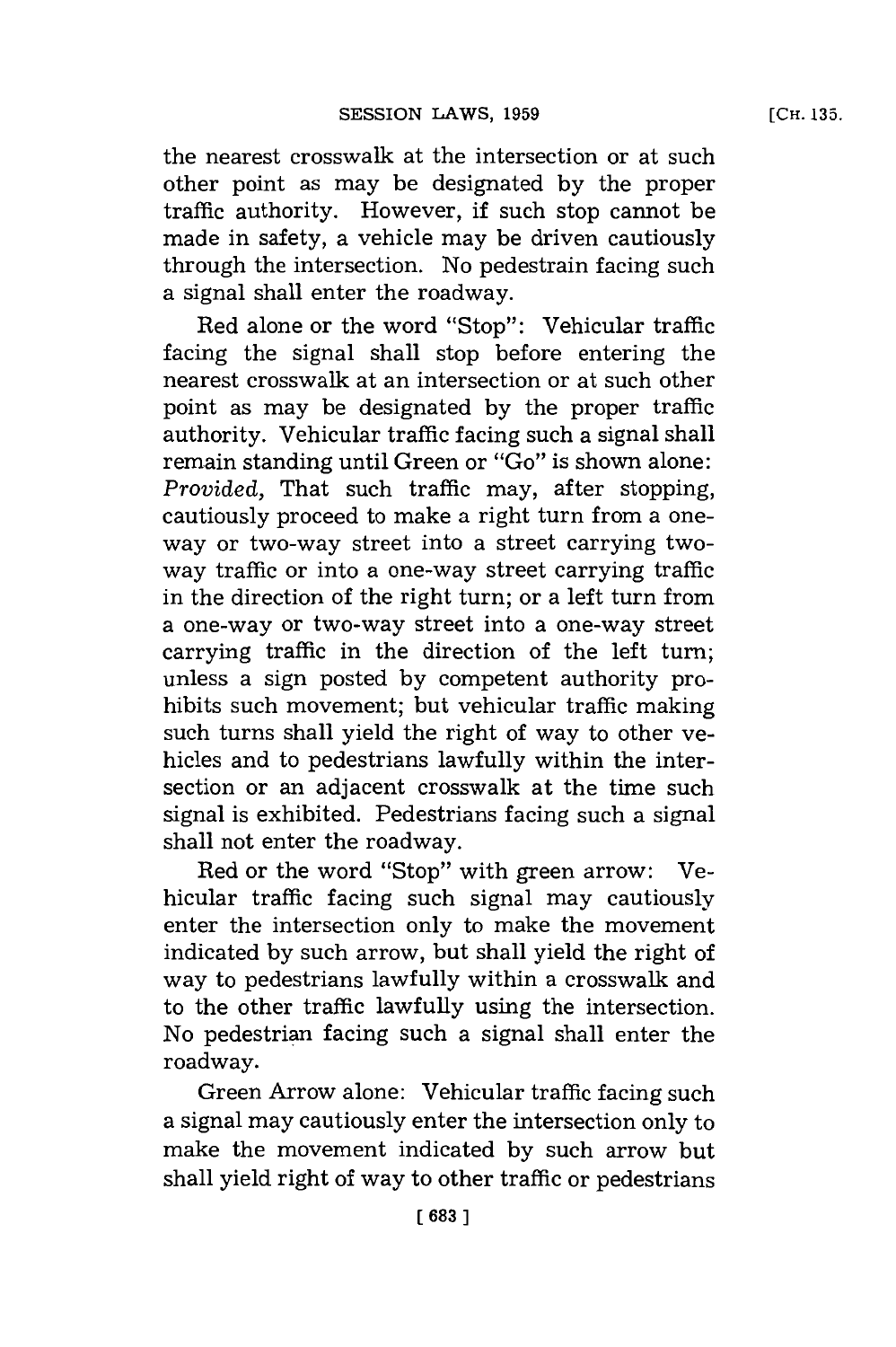the nearest crosswalk at the intersection or at such other point as may be designated by the proper traffic authority. However, if such stop cannot be made in safety, a vehicle may be driven cautiously through the intersection. No pedestrain facing such a signal shall enter the roadway.

Red alone or the word "Stop": Vehicular traffic facing the signal shall stop before entering the nearest crosswalk at an intersection or at such other point as may be designated by the proper traffic authority. Vehicular traffic facing such a signal shall remain standing until Green or "Go" is shown alone: *Provided,* That such traffic may, after stopping, cautiously proceed to make a right turn from a one-way or two-way street into a street carrying two-way traffic or into a one-way street carrying traffic in the direction of the right turn; or a left turn from a one-way or two-way street into a one-way street carrying traffic in the direction of the left turn; unless a sign posted by competent authority prohibits such movement; but vehicular traffic making such turns shall yield the right of way to other vehicles and to pedestrians lawfully within the intersection or an adjacent crosswalk at the time such signal is exhibited. Pedestrians facing such a signal shall not enter the roadway.

Red or the word "Stop" with green arrow: Vehicular traffic facing such signal may cautiously enter the intersection only to make the movement indicated by such arrow, but shall yield the right of way to pedestrians lawfully within a crosswalk and to the other traffic lawfully using the intersection. No pedestrian facing such a signal shall enter the roadway.

Green Arrow alone: Vehicular traffic facing such a signal may cautiously enter the intersection only to make the movement indicated by such arrow but shall yield right of way to other traffic or pedestrians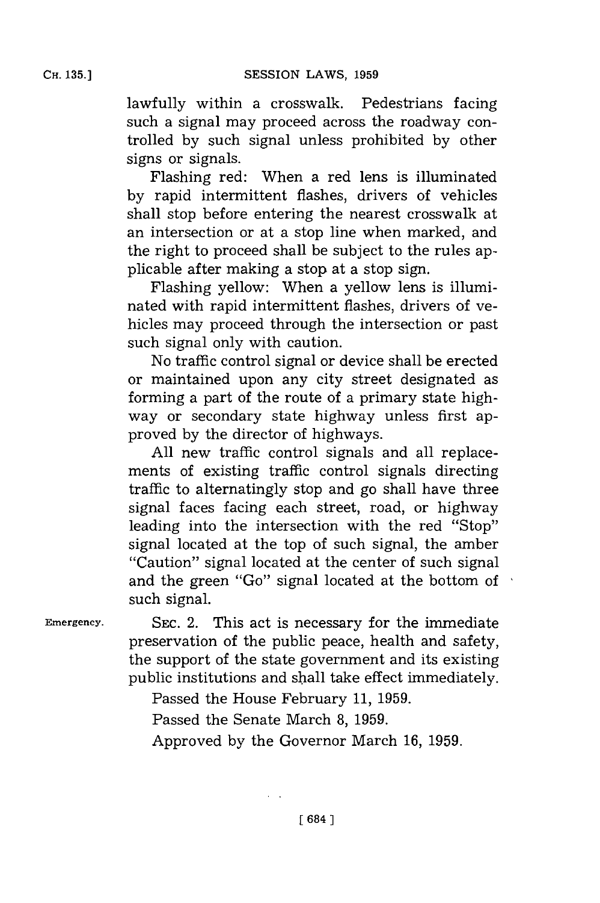lawfully within a crosswalk. Pedestrians facing such a signal may proceed across the roadway controlled by such signal unless prohibited by other signs or signals.

Flashing red: When a red lens is illuminated by rapid intermittent flashes, drivers of vehicles shall stop before entering the nearest crosswalk at an intersection or at a stop line when marked, and the right to proceed shall be subject to the rules applicable after making a stop at a stop sign.

Flashing yellow: When a yellow lens is illuminated with rapid intermittent flashes, drivers of vehicles may proceed through the intersection or past such signal only with caution.

No traffic control signal or device shall be erected or maintained upon any city street designated as forming a part of the route of a primary state highway or secondary state highway unless first approved by the director of highways.

All new traffic control signals and all replacements of existing traffic control signals directing traffic to alternatingly stop and go shall have three signal faces facing each street, road, or highway leading into the intersection with the red "Stop" signal located at the top of such signal, the amber "Caution" signal located at the center of such signal and the green "Go" signal located at the bottom of such signal.

Emergency.

SEC. 2. This act is necessary for the immediate preservation of the public peace, health and safety, the support of the state government and its existing public institutions and shall take effect immediately.

Passed the House February 11, 1959.

Passed the Senate March 8, 1959.

Approved by the Governor March 16, 1959.